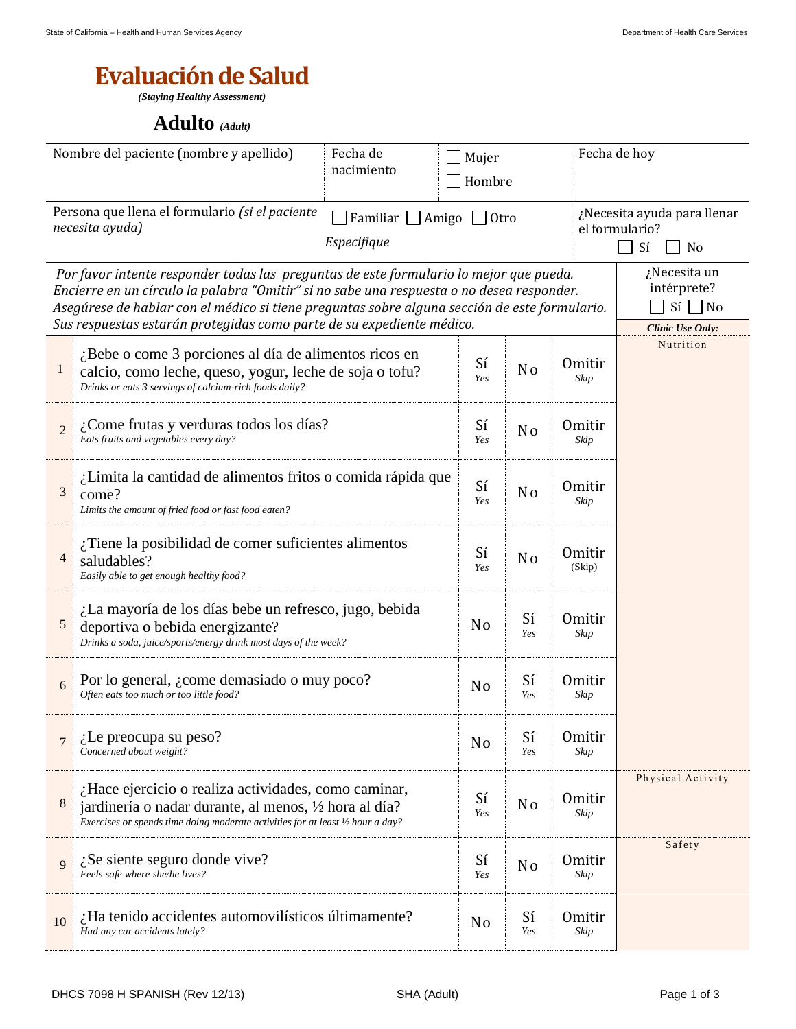# Evaluación de Salud

***(Staying Healthy Assessment)***

## Adulto *(Adult)*

| Nombre del paciente (nombre y apellido) | Fecha de nacimiento | ☐ Mujer ☐ Hombre | Fecha de hoy |
|---|---|---|---|
| Persona que llena el formulario *(si el paciente necesita ayuda)* | ☐ Familiar ☐ Amigo ☐ Otro *Especifique* | | ¿Necesita ayuda para llenar el formulario? ☐ Sí ☐ No |

*Por favor intente responder todas las preguntas de este formulario lo mejor que pueda. Encierre en un círculo la palabra "Omitir" si no sabe una respuesta o no desea responder. Asegúrese de hablar con el médico si tiene preguntas sobre alguna sección de este formulario. Sus respuestas estarán protegidas como parte de su expediente médico.*

¿Necesita un intérprete? ☐ Sí ☐ No

| # | Pregunta | | | | *Clinic Use Only:* |
|---|---|---|---|---|---|
| 1 | ¿Bebe o come 3 porciones al día de alimentos ricos en calcio, como leche, queso, yogur, leche de soja o tofu? *Drinks or eats 3 servings of calcium-rich foods daily?* | Sí *Yes* | No | Omitir *Skip* | Nutrition |
| 2 | ¿Come frutas y verduras todos los días? *Eats fruits and vegetables every day?* | Sí *Yes* | No | Omitir *Skip* | |
| 3 | ¿Limita la cantidad de alimentos fritos o comida rápida que come? *Limits the amount of fried food or fast food eaten?* | Sí *Yes* | No | Omitir *Skip* | |
| 4 | ¿Tiene la posibilidad de comer suficientes alimentos saludables? *Easily able to get enough healthy food?* | Sí *Yes* | No | Omitir (Skip) | |
| 5 | ¿La mayoría de los días bebe un refresco, jugo, bebida deportiva o bebida energizante? *Drinks a soda, juice/sports/energy drink most days of the week?* | No | Sí *Yes* | Omitir *Skip* | |
| 6 | Por lo general, ¿come demasiado o muy poco? *Often eats too much or too little food?* | No | Sí *Yes* | Omitir *Skip* | |
| 7 | ¿Le preocupa su peso? *Concerned about weight?* | No | Sí *Yes* | Omitir *Skip* | |
| 8 | ¿Hace ejercicio o realiza actividades, como caminar, jardinería o nadar durante, al menos, ½ hora al día? *Exercises or spends time doing moderate activities for at least ½ hour a day?* | Sí *Yes* | No | Omitir *Skip* | Physical Activity |
| 9 | ¿Se siente seguro donde vive? *Feels safe where she/he lives?* | Sí *Yes* | No | Omitir *Skip* | Safety |
| 10 | ¿Ha tenido accidentes automovilísticos últimamente? *Had any car accidents lately?* | No | Sí *Yes* | Omitir *Skip* | |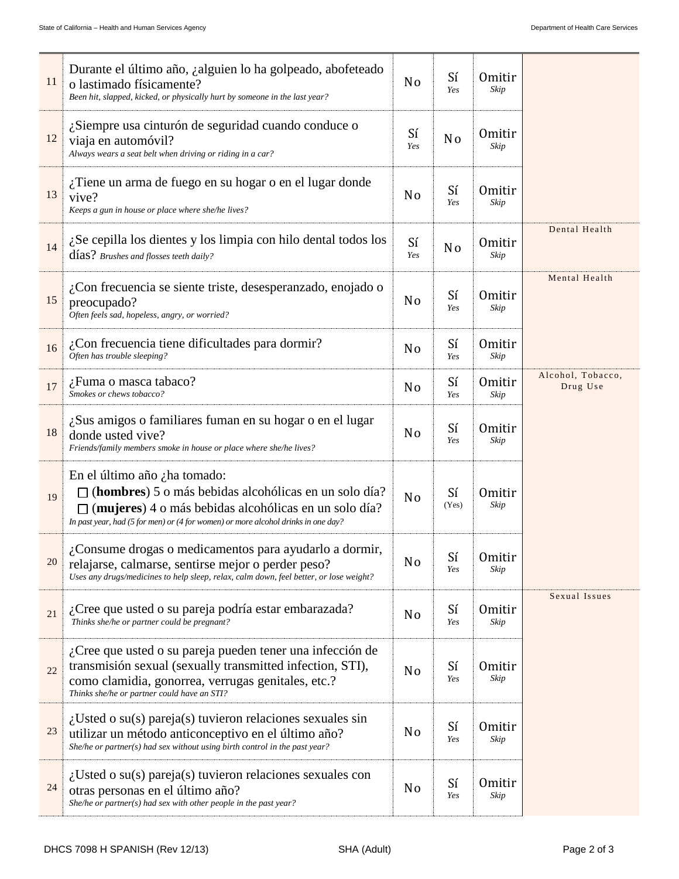| # | Question | | | | |
|---|---|---|---|---|---|
| 11 | Durante el último año, ¿alguien lo ha golpeado, abofeteado o lastimado físicamente? *Been hit, slapped, kicked, or physically hurt by someone in the last year?* | No | Sí *Yes* | Omitir *Skip* | |
| 12 | ¿Siempre usa cinturón de seguridad cuando conduce o viaja en automóvil? *Always wears a seat belt when driving or riding in a car?* | Sí *Yes* | No | Omitir *Skip* | |
| 13 | ¿Tiene un arma de fuego en su hogar o en el lugar donde vive? *Keeps a gun in house or place where she/he lives?* | No | Sí *Yes* | Omitir *Skip* | |
| 14 | ¿Se cepilla los dientes y los limpia con hilo dental todos los días? *Brushes and flosses teeth daily?* | Sí *Yes* | No | Omitir *Skip* | Dental Health |
| 15 | ¿Con frecuencia se siente triste, desesperanzado, enojado o preocupado? *Often feels sad, hopeless, angry, or worried?* | No | Sí *Yes* | Omitir *Skip* | Mental Health |
| 16 | ¿Con frecuencia tiene dificultades para dormir? *Often has trouble sleeping?* | No | Sí *Yes* | Omitir *Skip* | |
| 17 | ¿Fuma o masca tabaco? *Smokes or chews tobacco?* | No | Sí *Yes* | Omitir *Skip* | Alcohol, Tobacco, Drug Use |
| 18 | ¿Sus amigos o familiares fuman en su hogar o en el lugar donde usted vive? *Friends/family members smoke in house or place where she/he lives?* | No | Sí *Yes* | Omitir *Skip* | |
| 19 | En el último año ¿ha tomado: ☐ (**hombres**) 5 o más bebidas alcohólicas en un solo día? ☐ (**mujeres**) 4 o más bebidas alcohólicas en un solo día? *In past year, had (5 for men) or (4 for women) or more alcohol drinks in one day?* | No | Sí (Yes) | Omitir *Skip* | |
| 20 | ¿Consume drogas o medicamentos para ayudarlo a dormir, relajarse, calmarse, sentirse mejor o perder peso? *Uses any drugs/medicines to help sleep, relax, calm down, feel better, or lose weight?* | No | Sí *Yes* | Omitir *Skip* | |
| 21 | ¿Cree que usted o su pareja podría estar embarazada? *Thinks she/he or partner could be pregnant?* | No | Sí *Yes* | Omitir *Skip* | Sexual Issues |
| 22 | ¿Cree que usted o su pareja pueden tener una infección de transmisión sexual (sexually transmitted infection, STI), como clamidia, gonorrea, verrugas genitales, etc.? *Thinks she/he or partner could have an STI?* | No | Sí *Yes* | Omitir *Skip* | |
| 23 | ¿Usted o su(s) pareja(s) tuvieron relaciones sexuales sin utilizar un método anticonceptivo en el último año? *She/he or partner(s) had sex without using birth control in the past year?* | No | Sí *Yes* | Omitir *Skip* | |
| 24 | ¿Usted o su(s) pareja(s) tuvieron relaciones sexuales con otras personas en el último año? *She/he or partner(s) had sex with other people in the past year?* | No | Sí *Yes* | Omitir *Skip* | |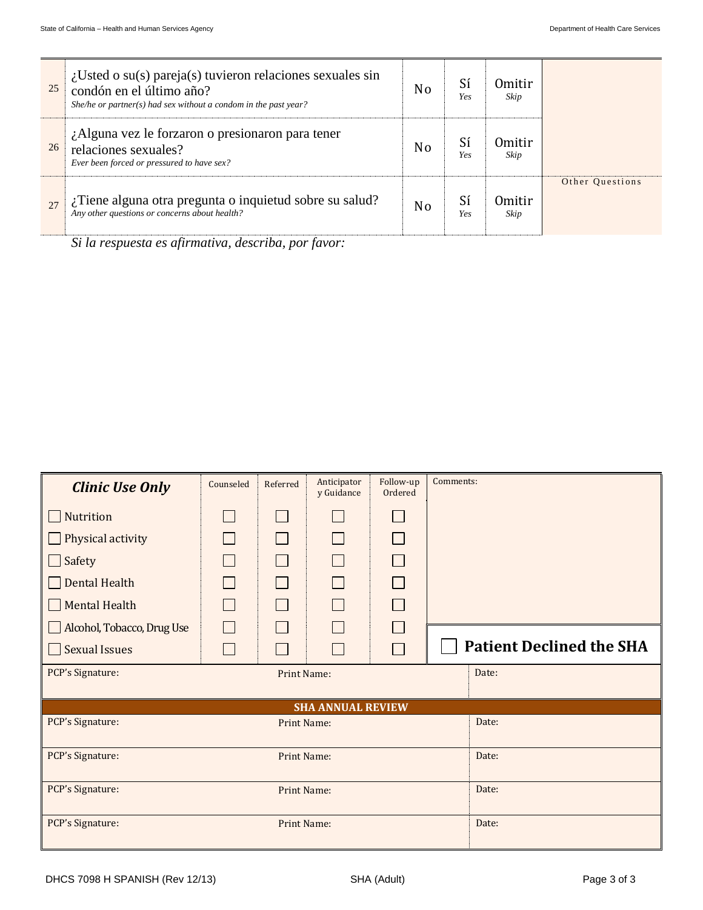| | | | | | |
|---|---|---|---|---|---|
| 25 | ¿Usted o su(s) pareja(s) tuvieron relaciones sexuales sin condón en el último año?<br>*She/he or partner(s) had sex without a condom in the past year?* | No | Sí<br>*Yes* | Omitir<br>*Skip* | |
| 26 | ¿Alguna vez le forzaron o presionaron para tener relaciones sexuales?<br>*Ever been forced or pressured to have sex?* | No | Sí<br>*Yes* | Omitir<br>*Skip* | |
| 27 | ¿Tiene alguna otra pregunta o inquietud sobre su salud?<br>*Any other questions or concerns about health?* | No | Sí<br>*Yes* | Omitir<br>*Skip* | Other Questions |

*Si la respuesta es afirmativa, describa, por favor:*

| ***Clinic Use Only*** | Counseled | Referred | Anticipatory Guidance | Follow-up Ordered | Comments: |
|---|---|---|---|---|---|
| ☐ Nutrition | ☐ | ☐ | ☐ | ☐ | |
| ☐ Physical activity | ☐ | ☐ | ☐ | ☐ | |
| ☐ Safety | ☐ | ☐ | ☐ | ☐ | |
| ☐ Dental Health | ☐ | ☐ | ☐ | ☐ | |
| ☐ Mental Health | ☐ | ☐ | ☐ | ☐ | |
| ☐ Alcohol, Tobacco, Drug Use | ☐ | ☐ | ☐ | ☐ | |
| ☐ Sexual Issues | ☐ | ☐ | ☐ | ☐ | ☐ **Patient Declined the SHA** |

| | | |
|---|---|---|
| PCP's Signature: | Print Name: | Date: |

**SHA ANNUAL REVIEW**

| | | |
|---|---|---|
| PCP's Signature: | Print Name: | Date: |
| PCP's Signature: | Print Name: | Date: |
| PCP's Signature: | Print Name: | Date: |
| PCP's Signature: | Print Name: | Date: |